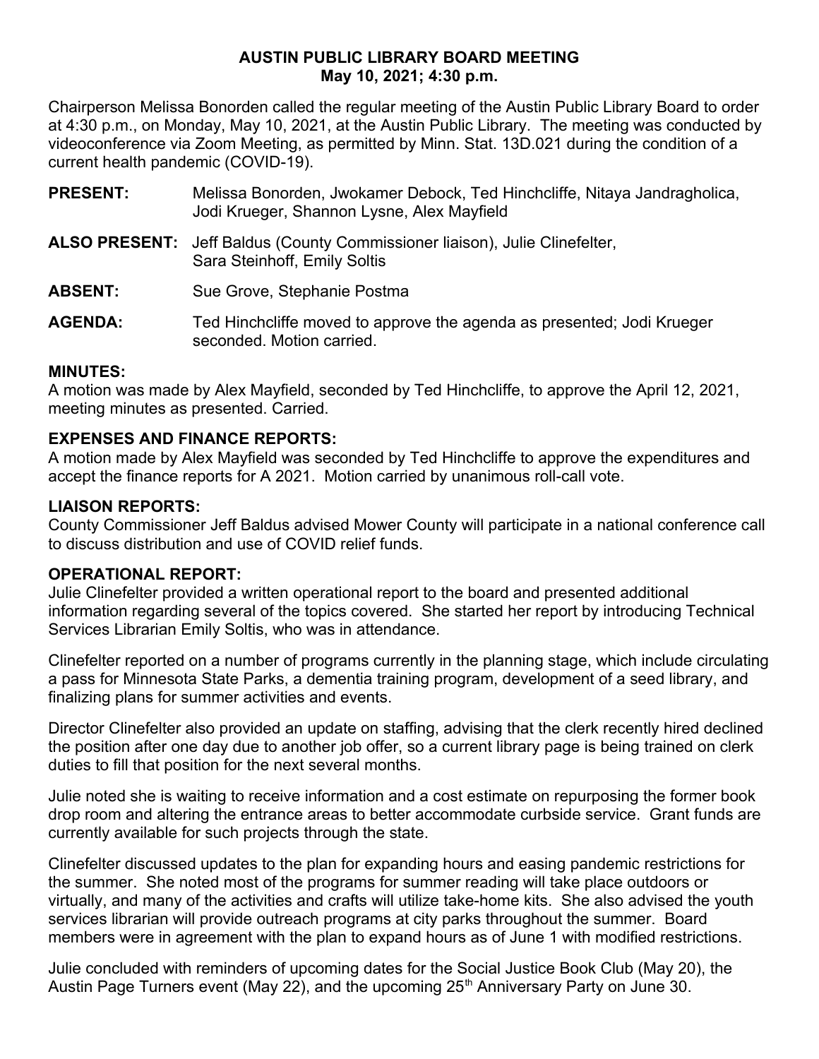# AUSTIN PUBLIC LIBRARY BOARD MEETING
## May 10, 2021; 4:30 p.m.

Chairperson Melissa Bonorden called the regular meeting of the Austin Public Library Board to order at 4:30 p.m., on Monday, May 10, 2021, at the Austin Public Library. The meeting was conducted by videoconference via Zoom Meeting, as permitted by Minn. Stat. 13D.021 during the condition of a current health pandemic (COVID-19).

**PRESENT:** Melissa Bonorden, Jwokamer Debock, Ted Hinchcliffe, Nitaya Jandragholica, Jodi Krueger, Shannon Lysne, Alex Mayfield

**ALSO PRESENT:** Jeff Baldus (County Commissioner liaison), Julie Clinefelter, Sara Steinhoff, Emily Soltis

**ABSENT:** Sue Grove, Stephanie Postma

**AGENDA:** Ted Hinchcliffe moved to approve the agenda as presented; Jodi Krueger seconded. Motion carried.

**MINUTES:**
A motion was made by Alex Mayfield, seconded by Ted Hinchcliffe, to approve the April 12, 2021, meeting minutes as presented. Carried.

**EXPENSES AND FINANCE REPORTS:**
A motion made by Alex Mayfield was seconded by Ted Hinchcliffe to approve the expenditures and accept the finance reports for A 2021. Motion carried by unanimous roll-call vote.

**LIAISON REPORTS:**
County Commissioner Jeff Baldus advised Mower County will participate in a national conference call to discuss distribution and use of COVID relief funds.

**OPERATIONAL REPORT:**
Julie Clinefelter provided a written operational report to the board and presented additional information regarding several of the topics covered. She started her report by introducing Technical Services Librarian Emily Soltis, who was in attendance.

Clinefelter reported on a number of programs currently in the planning stage, which include circulating a pass for Minnesota State Parks, a dementia training program, development of a seed library, and finalizing plans for summer activities and events.

Director Clinefelter also provided an update on staffing, advising that the clerk recently hired declined the position after one day due to another job offer, so a current library page is being trained on clerk duties to fill that position for the next several months.

Julie noted she is waiting to receive information and a cost estimate on repurposing the former book drop room and altering the entrance areas to better accommodate curbside service. Grant funds are currently available for such projects through the state.

Clinefelter discussed updates to the plan for expanding hours and easing pandemic restrictions for the summer. She noted most of the programs for summer reading will take place outdoors or virtually, and many of the activities and crafts will utilize take-home kits. She also advised the youth services librarian will provide outreach programs at city parks throughout the summer. Board members were in agreement with the plan to expand hours as of June 1 with modified restrictions.

Julie concluded with reminders of upcoming dates for the Social Justice Book Club (May 20), the Austin Page Turners event (May 22), and the upcoming 25th Anniversary Party on June 30.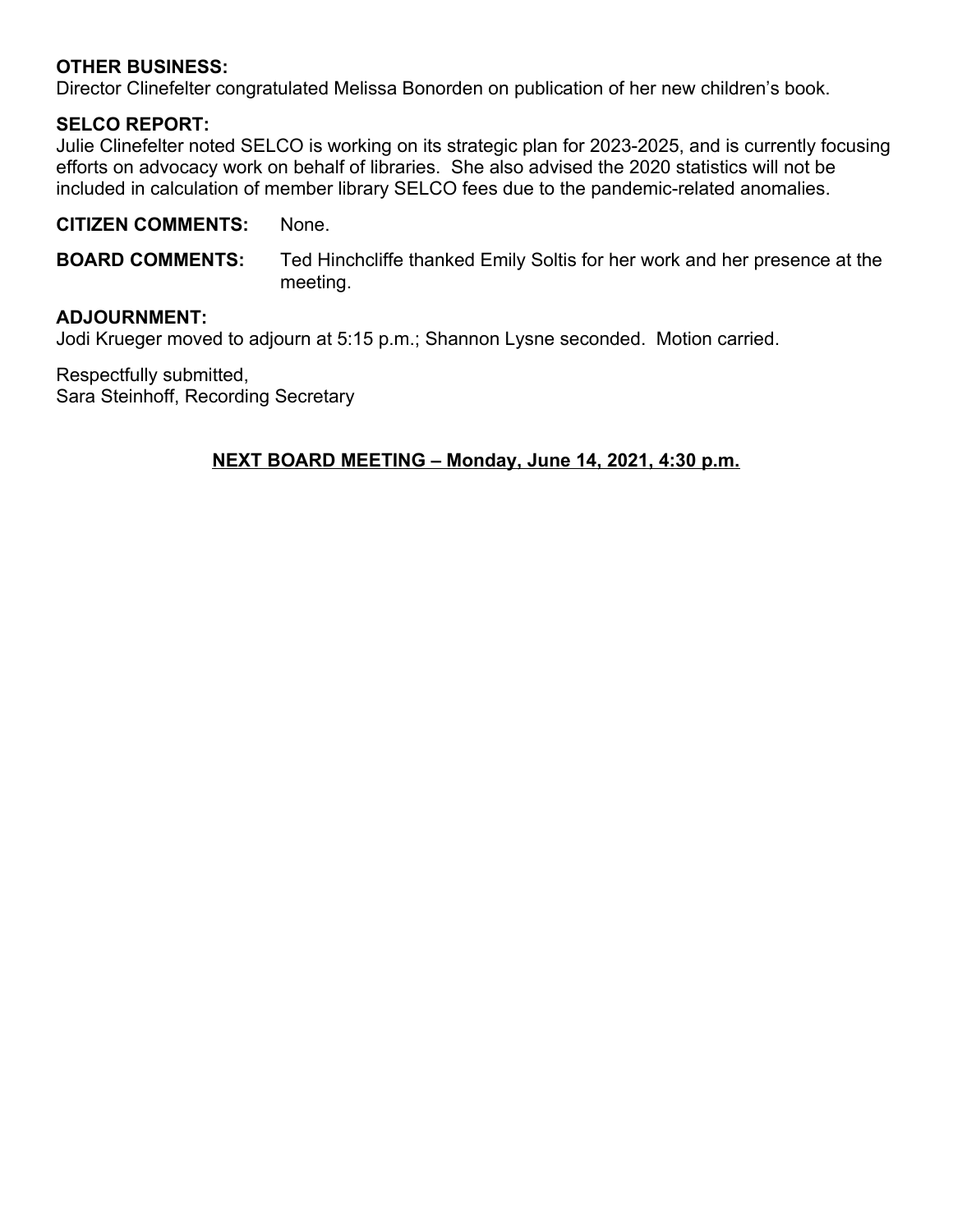**OTHER BUSINESS:**
Director Clinefelter congratulated Melissa Bonorden on publication of her new children's book.

**SELCO REPORT:**
Julie Clinefelter noted SELCO is working on its strategic plan for 2023-2025, and is currently focusing efforts on advocacy work on behalf of libraries. She also advised the 2020 statistics will not be included in calculation of member library SELCO fees due to the pandemic-related anomalies.

**CITIZEN COMMENTS:** None.

**BOARD COMMENTS:** Ted Hinchcliffe thanked Emily Soltis for her work and her presence at the meeting.

**ADJOURNMENT:**
Jodi Krueger moved to adjourn at 5:15 p.m.; Shannon Lysne seconded. Motion carried.

Respectfully submitted,
Sara Steinhoff, Recording Secretary

**NEXT BOARD MEETING – Monday, June 14, 2021, 4:30 p.m.**